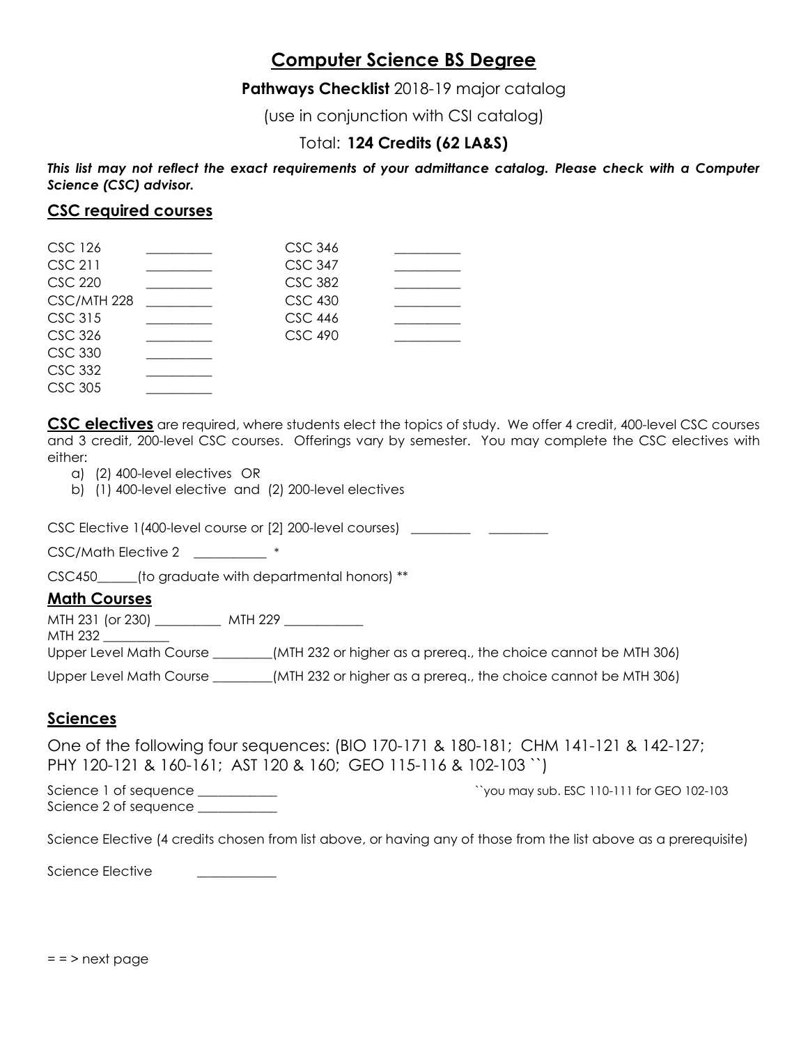# Computer Science BS Degree

**Pathways Checklist** 2018-19 major catalog

(use in conjunction with CSI catalog)

Total: **124 Credits (62 LA&S)**

***This list may not reflect the exact requirements of your admittance catalog. Please check with a Computer Science (CSC) advisor.***

## CSC required courses

| | | | |
|---|---|---|---|
| CSC 126 | __________ | CSC 346 | __________ |
| CSC 211 | __________ | CSC 347 | __________ |
| CSC 220 | __________ | CSC 382 | __________ |
| CSC/MTH 228 | __________ | CSC 430 | __________ |
| CSC 315 | __________ | CSC 446 | __________ |
| CSC 326 | __________ | CSC 490 | __________ |
| CSC 330 | __________ | | |
| CSC 332 | __________ | | |
| CSC 305 | __________ | | |

**CSC electives** are required, where students elect the topics of study. We offer 4 credit, 400-level CSC courses and 3 credit, 200-level CSC courses. Offerings vary by semester. You may complete the CSC electives with either:

a) (2) 400-level electives OR
b) (1) 400-level elective and (2) 200-level electives

CSC Elective 1(400-level course or [2] 200-level courses) _________ _________

CSC/Math Elective 2 ___________ *

CSC450______(to graduate with departmental honors) **

## Math Courses

MTH 231 (or 230) __________ MTH 229 ____________

MTH 232 __________

Upper Level Math Course _________(MTH 232 or higher as a prereq., the choice cannot be MTH 306)

Upper Level Math Course _________(MTH 232 or higher as a prereq., the choice cannot be MTH 306)

## Sciences

One of the following four sequences: (BIO 170-171 & 180-181; CHM 141-121 & 142-127; PHY 120-121 & 160-161; AST 120 & 160; GEO 115-116 & 102-103 ``)

Science 1 of sequence ____________

Science 2 of sequence ____________

``you may sub. ESC 110-111 for GEO 102-103

Science Elective (4 credits chosen from list above, or having any of those from the list above as a prerequisite)

Science Elective ____________

= = > next page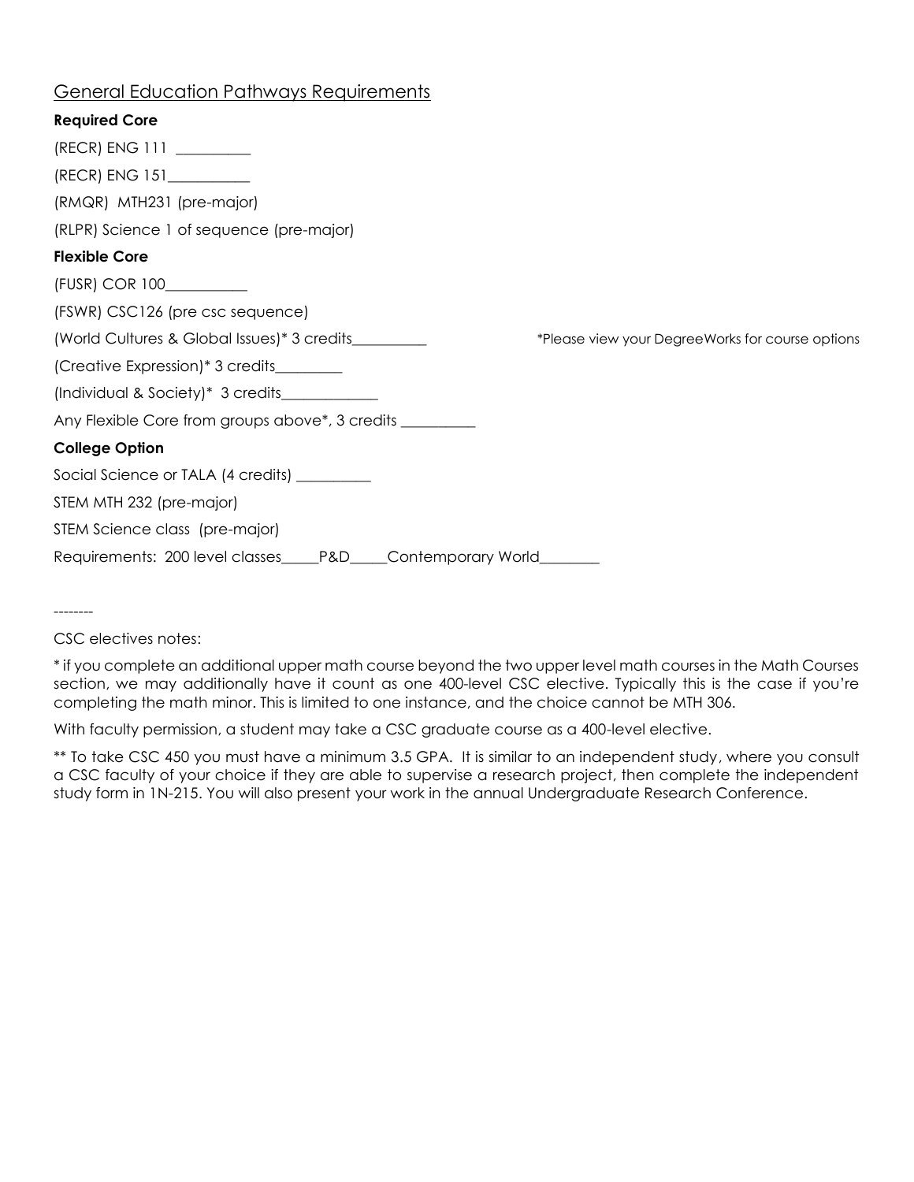## General Education Pathways Requirements

**Required Core**

(RECR) ENG 111 __________

(RECR) ENG 151___________

(RMQR) MTH231 (pre-major)

(RLPR) Science 1 of sequence (pre-major)

**Flexible Core**

(FUSR) COR 100___________

(FSWR) CSC126 (pre csc sequence)

(World Cultures & Global Issues)* 3 credits__________ *Please view your DegreeWorks for course options

(Creative Expression)* 3 credits_________

(Individual & Society)* 3 credits_____________

Any Flexible Core from groups above*, 3 credits __________

**College Option**

Social Science or TALA (4 credits) __________

STEM MTH 232 (pre-major)

STEM Science class (pre-major)

Requirements: 200 level classes_____P&D_____Contemporary World________

--------

CSC electives notes:

* if you complete an additional upper math course beyond the two upper level math courses in the Math Courses section, we may additionally have it count as one 400-level CSC elective. Typically this is the case if you're completing the math minor. This is limited to one instance, and the choice cannot be MTH 306.

With faculty permission, a student may take a CSC graduate course as a 400-level elective.

** To take CSC 450 you must have a minimum 3.5 GPA. It is similar to an independent study, where you consult a CSC faculty of your choice if they are able to supervise a research project, then complete the independent study form in 1N-215. You will also present your work in the annual Undergraduate Research Conference.